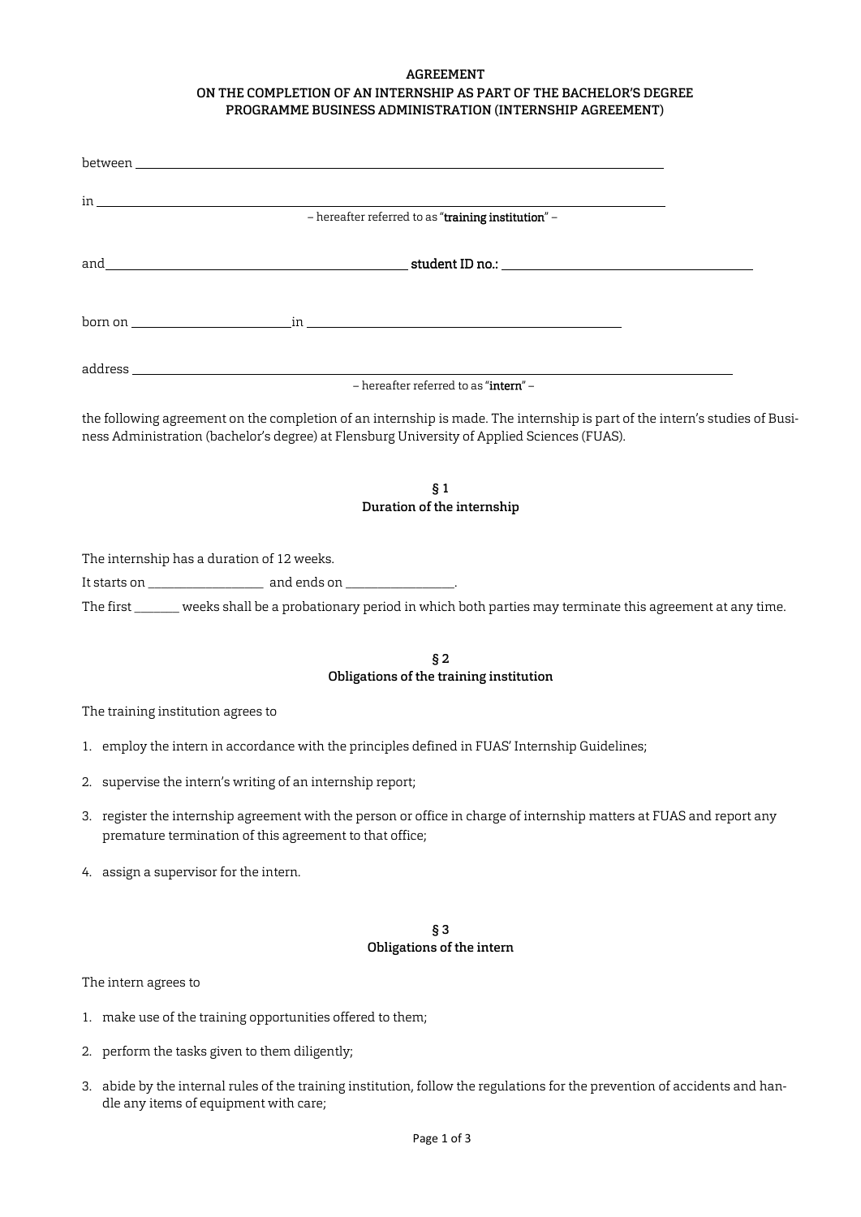**AGREEMENT**
**ON THE COMPLETION OF AN INTERNSHIP AS PART OF THE BACHELOR'S DEGREE PROGRAMME BUSINESS ADMINISTRATION (INTERNSHIP AGREEMENT)**

between ______________________________________________

in ______________________________________________

– hereafter referred to as "**training institution**" –

and ______________________________ **student ID no.:** ______________________

born on ______________ in ______________________________

address ______________________________________________

– hereafter referred to as "**intern**" –

the following agreement on the completion of an internship is made. The internship is part of the intern's studies of Business Administration (bachelor's degree) at Flensburg University of Applied Sciences (FUAS).

## § 1
## Duration of the internship

The internship has a duration of 12 weeks.

It starts on _________________ and ends on ________________.

The first _______ weeks shall be a probationary period in which both parties may terminate this agreement at any time.

## § 2
## Obligations of the training institution

The training institution agrees to

1. employ the intern in accordance with the principles defined in FUAS' Internship Guidelines;
2. supervise the intern's writing of an internship report;
3. register the internship agreement with the person or office in charge of internship matters at FUAS and report any premature termination of this agreement to that office;
4. assign a supervisor for the intern.

## § 3
## Obligations of the intern

The intern agrees to

1. make use of the training opportunities offered to them;
2. perform the tasks given to them diligently;
3. abide by the internal rules of the training institution, follow the regulations for the prevention of accidents and handle any items of equipment with care;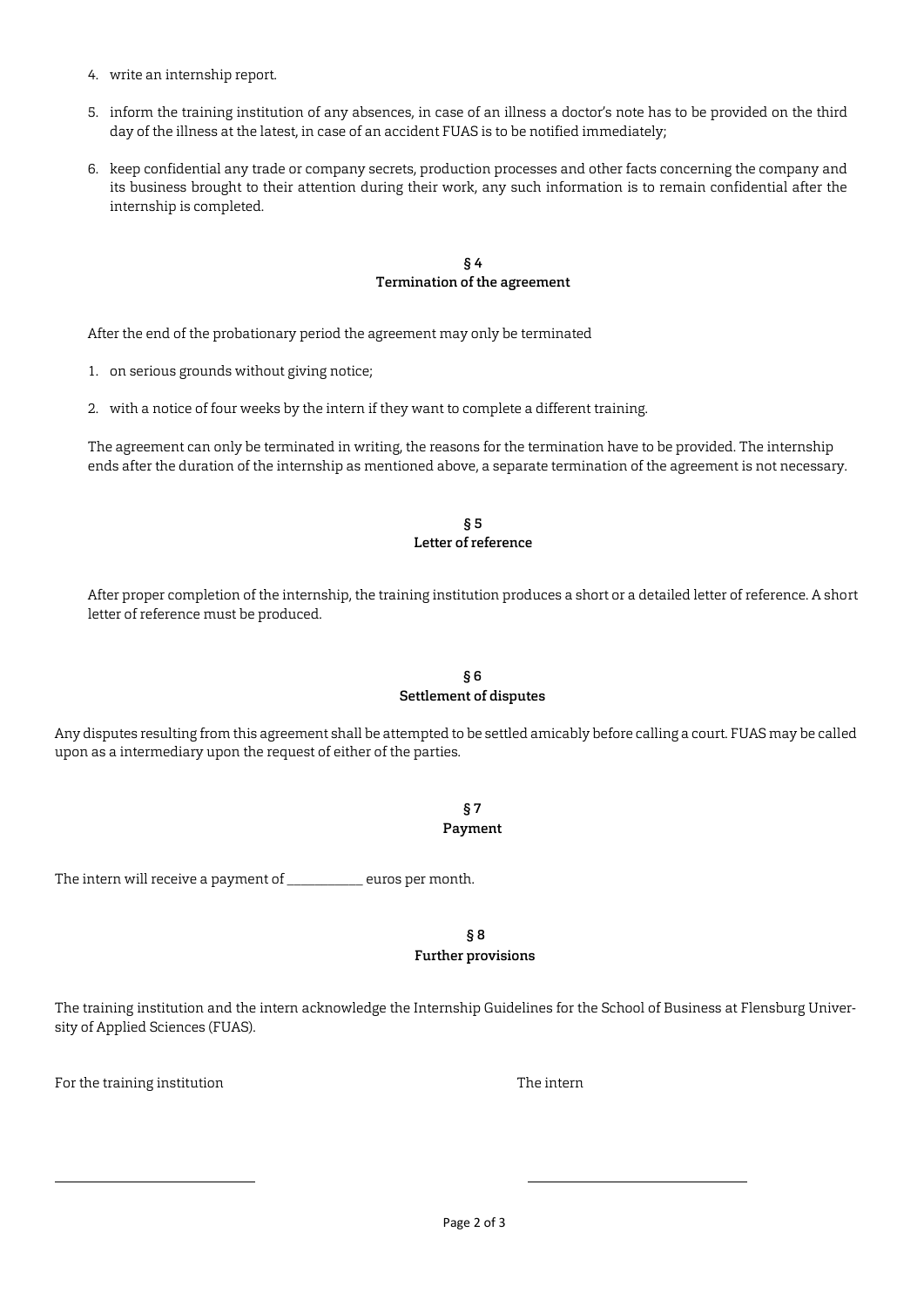4. write an internship report.
5. inform the training institution of any absences, in case of an illness a doctor's note has to be provided on the third day of the illness at the latest, in case of an accident FUAS is to be notified immediately;
6. keep confidential any trade or company secrets, production processes and other facts concerning the company and its business brought to their attention during their work, any such information is to remain confidential after the internship is completed.

## § 4
## Termination of the agreement

After the end of the probationary period the agreement may only be terminated

1. on serious grounds without giving notice;
2. with a notice of four weeks by the intern if they want to complete a different training.

The agreement can only be terminated in writing, the reasons for the termination have to be provided. The internship ends after the duration of the internship as mentioned above, a separate termination of the agreement is not necessary.

## § 5
## Letter of reference

After proper completion of the internship, the training institution produces a short or a detailed letter of reference. A short letter of reference must be produced.

## § 6
## Settlement of disputes

Any disputes resulting from this agreement shall be attempted to be settled amicably before calling a court. FUAS may be called upon as a intermediary upon the request of either of the parties.

## § 7
## Payment

The intern will receive a payment of __________ euros per month.

## § 8
## Further provisions

The training institution and the intern acknowledge the Internship Guidelines for the School of Business at Flensburg University of Applied Sciences (FUAS).

For the training institution

____________________________

The intern

____________________________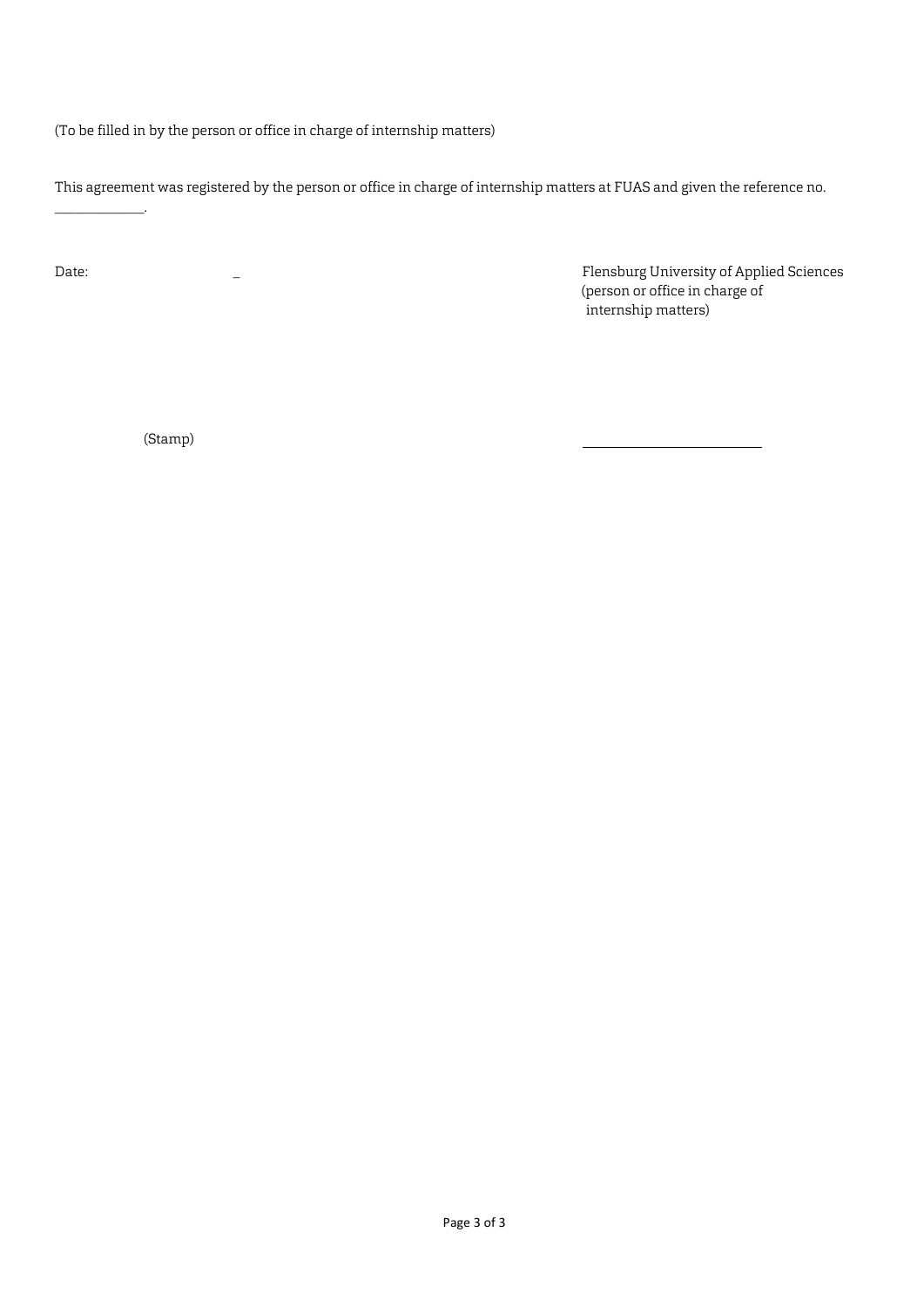(To be filled in by the person or office in charge of internship matters)

This agreement was registered by the person or office in charge of internship matters at FUAS and given the reference no. ____________.

Date: _

Flensburg University of Applied Sciences
(person or office in charge of internship matters)

(Stamp)

________________________